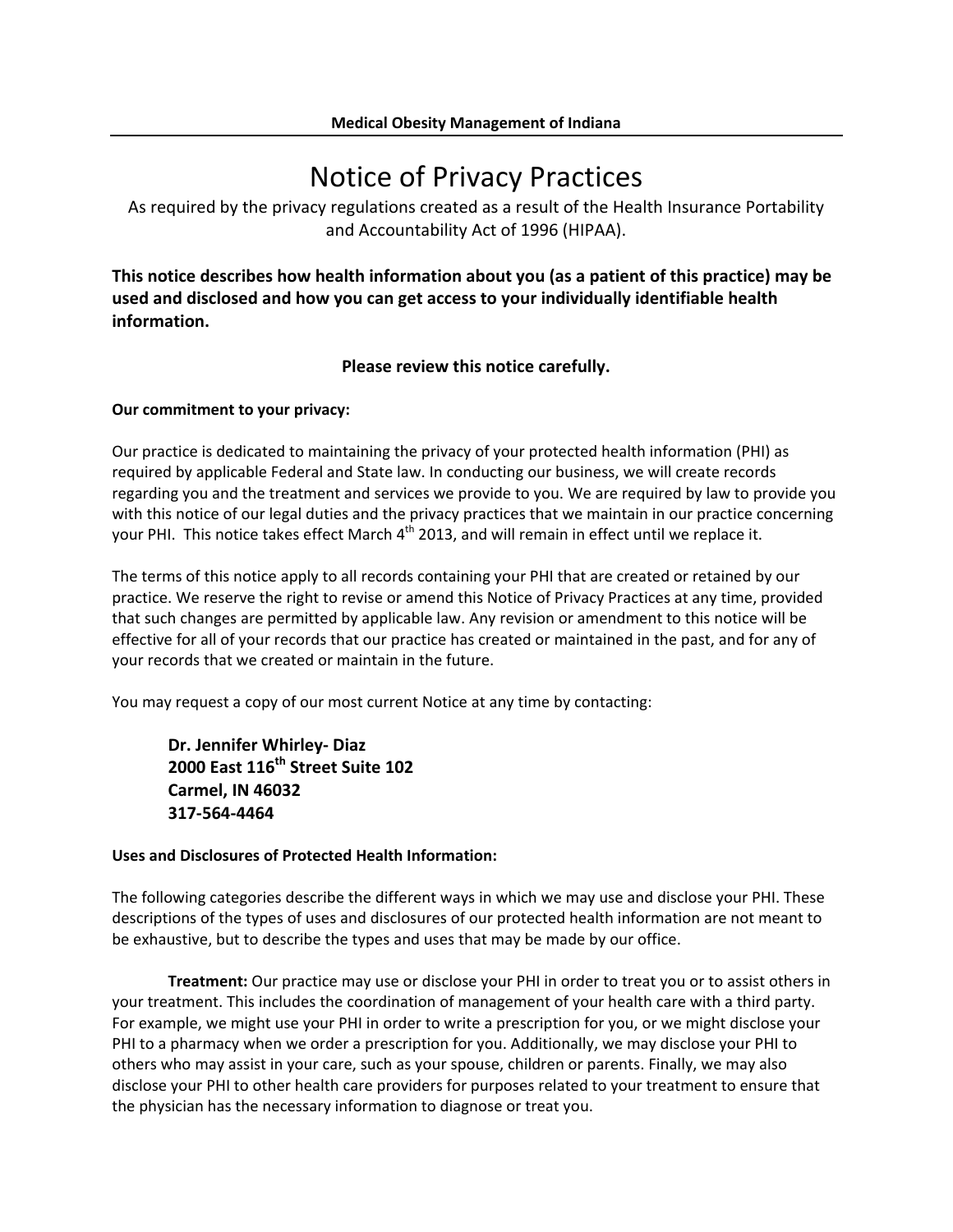**Medical Obesity Management of Indiana**

# Notice of Privacy Practices

As required by the privacy regulations created as a result of the Health Insurance Portability and Accountability Act of 1996 (HIPAA).

**This notice describes how health information about you (as a patient of this practice) may be used and disclosed and how you can get access to your individually identifiable health information.**

**Please review this notice carefully.**

**Our commitment to your privacy:**

Our practice is dedicated to maintaining the privacy of your protected health information (PHI) as required by applicable Federal and State law. In conducting our business, we will create records regarding you and the treatment and services we provide to you. We are required by law to provide you with this notice of our legal duties and the privacy practices that we maintain in our practice concerning your PHI. This notice takes effect March 4th 2013, and will remain in effect until we replace it.

The terms of this notice apply to all records containing your PHI that are created or retained by our practice. We reserve the right to revise or amend this Notice of Privacy Practices at any time, provided that such changes are permitted by applicable law. Any revision or amendment to this notice will be effective for all of your records that our practice has created or maintained in the past, and for any of your records that we created or maintain in the future.

You may request a copy of our most current Notice at any time by contacting:

> **Dr. Jennifer Whirley- Diaz**
> **2000 East 116th Street Suite 102**
> **Carmel, IN 46032**
> **317-564-4464**

**Uses and Disclosures of Protected Health Information:**

The following categories describe the different ways in which we may use and disclose your PHI. These descriptions of the types of uses and disclosures of our protected health information are not meant to be exhaustive, but to describe the types and uses that may be made by our office.

**Treatment:** Our practice may use or disclose your PHI in order to treat you or to assist others in your treatment. This includes the coordination of management of your health care with a third party. For example, we might use your PHI in order to write a prescription for you, or we might disclose your PHI to a pharmacy when we order a prescription for you. Additionally, we may disclose your PHI to others who may assist in your care, such as your spouse, children or parents. Finally, we may also disclose your PHI to other health care providers for purposes related to your treatment to ensure that the physician has the necessary information to diagnose or treat you.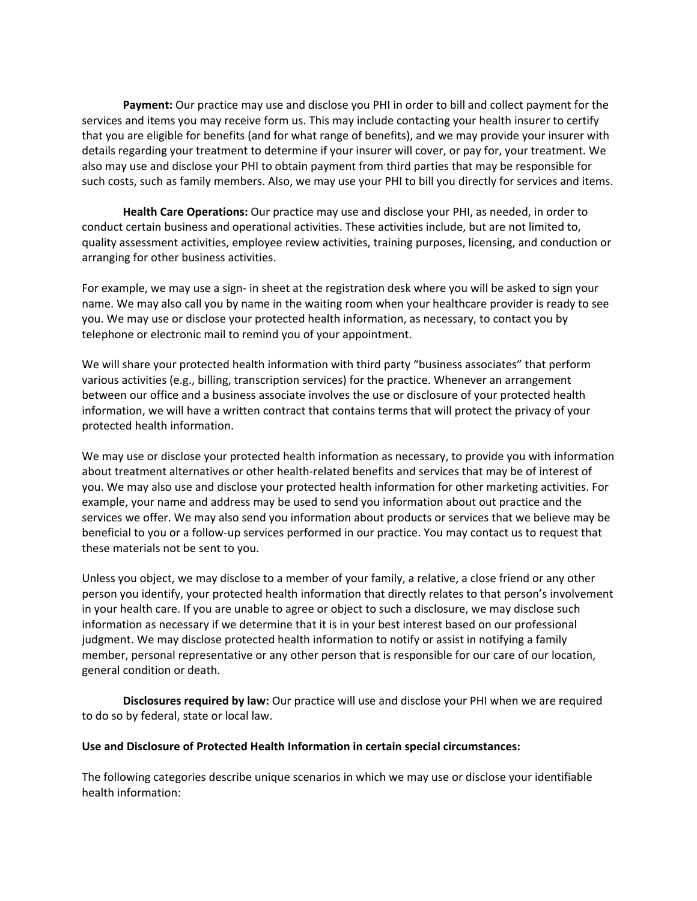**Payment:** Our practice may use and disclose you PHI in order to bill and collect payment for the services and items you may receive form us. This may include contacting your health insurer to certify that you are eligible for benefits (and for what range of benefits), and we may provide your insurer with details regarding your treatment to determine if your insurer will cover, or pay for, your treatment. We also may use and disclose your PHI to obtain payment from third parties that may be responsible for such costs, such as family members. Also, we may use your PHI to bill you directly for services and items.

**Health Care Operations:** Our practice may use and disclose your PHI, as needed, in order to conduct certain business and operational activities. These activities include, but are not limited to, quality assessment activities, employee review activities, training purposes, licensing, and conduction or arranging for other business activities.

For example, we may use a sign- in sheet at the registration desk where you will be asked to sign your name. We may also call you by name in the waiting room when your healthcare provider is ready to see you. We may use or disclose your protected health information, as necessary, to contact you by telephone or electronic mail to remind you of your appointment.

We will share your protected health information with third party "business associates" that perform various activities (e.g., billing, transcription services) for the practice. Whenever an arrangement between our office and a business associate involves the use or disclosure of your protected health information, we will have a written contract that contains terms that will protect the privacy of your protected health information.

We may use or disclose your protected health information as necessary, to provide you with information about treatment alternatives or other health-related benefits and services that may be of interest of you. We may also use and disclose your protected health information for other marketing activities. For example, your name and address may be used to send you information about out practice and the services we offer. We may also send you information about products or services that we believe may be beneficial to you or a follow-up services performed in our practice. You may contact us to request that these materials not be sent to you.

Unless you object, we may disclose to a member of your family, a relative, a close friend or any other person you identify, your protected health information that directly relates to that person's involvement in your health care. If you are unable to agree or object to such a disclosure, we may disclose such information as necessary if we determine that it is in your best interest based on our professional judgment. We may disclose protected health information to notify or assist in notifying a family member, personal representative or any other person that is responsible for our care of our location, general condition or death.

**Disclosures required by law:** Our practice will use and disclose your PHI when we are required to do so by federal, state or local law.

**Use and Disclosure of Protected Health Information in certain special circumstances:**

The following categories describe unique scenarios in which we may use or disclose your identifiable health information: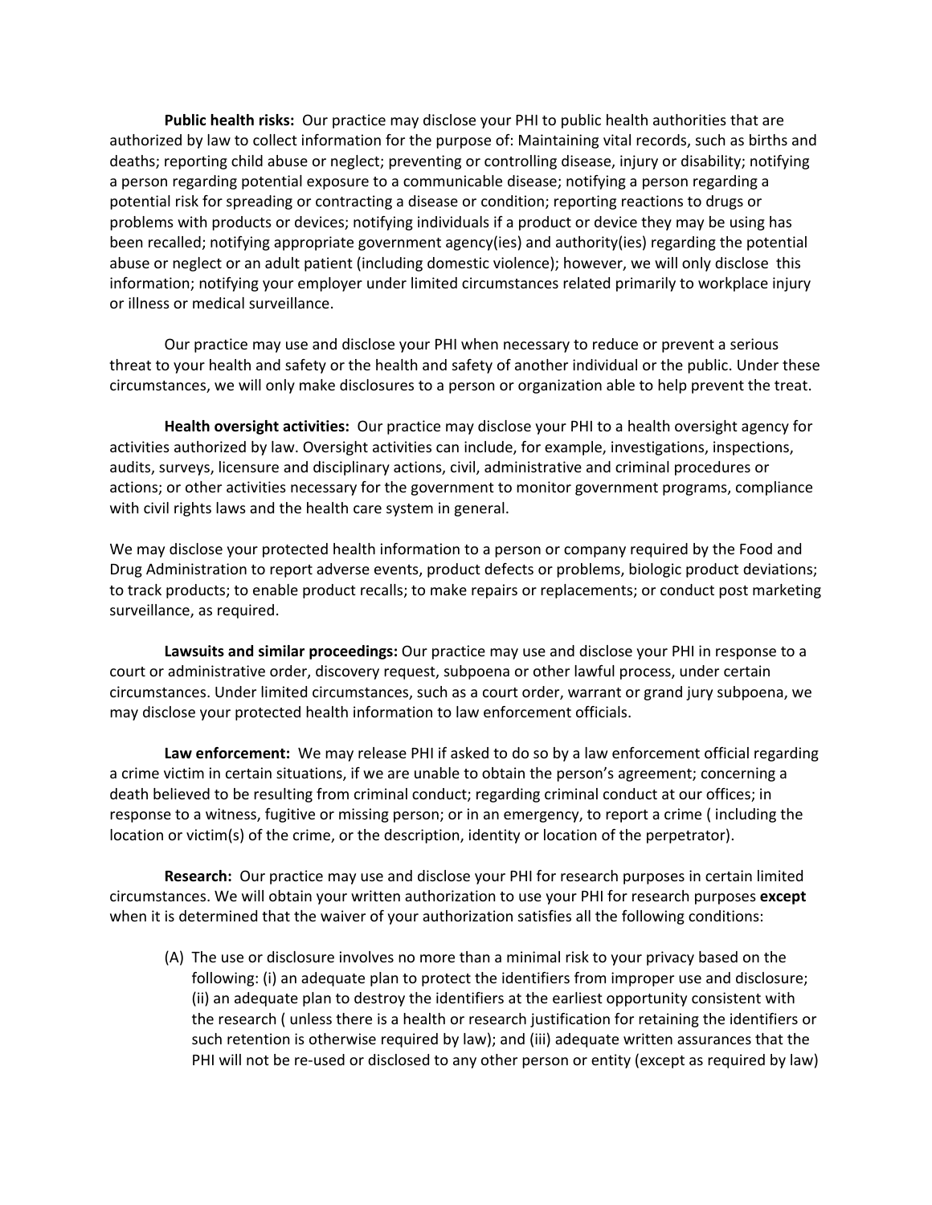**Public health risks:** Our practice may disclose your PHI to public health authorities that are authorized by law to collect information for the purpose of: Maintaining vital records, such as births and deaths; reporting child abuse or neglect; preventing or controlling disease, injury or disability; notifying a person regarding potential exposure to a communicable disease; notifying a person regarding a potential risk for spreading or contracting a disease or condition; reporting reactions to drugs or problems with products or devices; notifying individuals if a product or device they may be using has been recalled; notifying appropriate government agency(ies) and authority(ies) regarding the potential abuse or neglect or an adult patient (including domestic violence); however, we will only disclose this information; notifying your employer under limited circumstances related primarily to workplace injury or illness or medical surveillance.

Our practice may use and disclose your PHI when necessary to reduce or prevent a serious threat to your health and safety or the health and safety of another individual or the public. Under these circumstances, we will only make disclosures to a person or organization able to help prevent the treat.

**Health oversight activities:** Our practice may disclose your PHI to a health oversight agency for activities authorized by law. Oversight activities can include, for example, investigations, inspections, audits, surveys, licensure and disciplinary actions, civil, administrative and criminal procedures or actions; or other activities necessary for the government to monitor government programs, compliance with civil rights laws and the health care system in general.

We may disclose your protected health information to a person or company required by the Food and Drug Administration to report adverse events, product defects or problems, biologic product deviations; to track products; to enable product recalls; to make repairs or replacements; or conduct post marketing surveillance, as required.

**Lawsuits and similar proceedings:** Our practice may use and disclose your PHI in response to a court or administrative order, discovery request, subpoena or other lawful process, under certain circumstances. Under limited circumstances, such as a court order, warrant or grand jury subpoena, we may disclose your protected health information to law enforcement officials.

**Law enforcement:** We may release PHI if asked to do so by a law enforcement official regarding a crime victim in certain situations, if we are unable to obtain the person's agreement; concerning a death believed to be resulting from criminal conduct; regarding criminal conduct at our offices; in response to a witness, fugitive or missing person; or in an emergency, to report a crime ( including the location or victim(s) of the crime, or the description, identity or location of the perpetrator).

**Research:** Our practice may use and disclose your PHI for research purposes in certain limited circumstances. We will obtain your written authorization to use your PHI for research purposes **except** when it is determined that the waiver of your authorization satisfies all the following conditions:

(A) The use or disclosure involves no more than a minimal risk to your privacy based on the following: (i) an adequate plan to protect the identifiers from improper use and disclosure; (ii) an adequate plan to destroy the identifiers at the earliest opportunity consistent with the research ( unless there is a health or research justification for retaining the identifiers or such retention is otherwise required by law); and (iii) adequate written assurances that the PHI will not be re-used or disclosed to any other person or entity (except as required by law)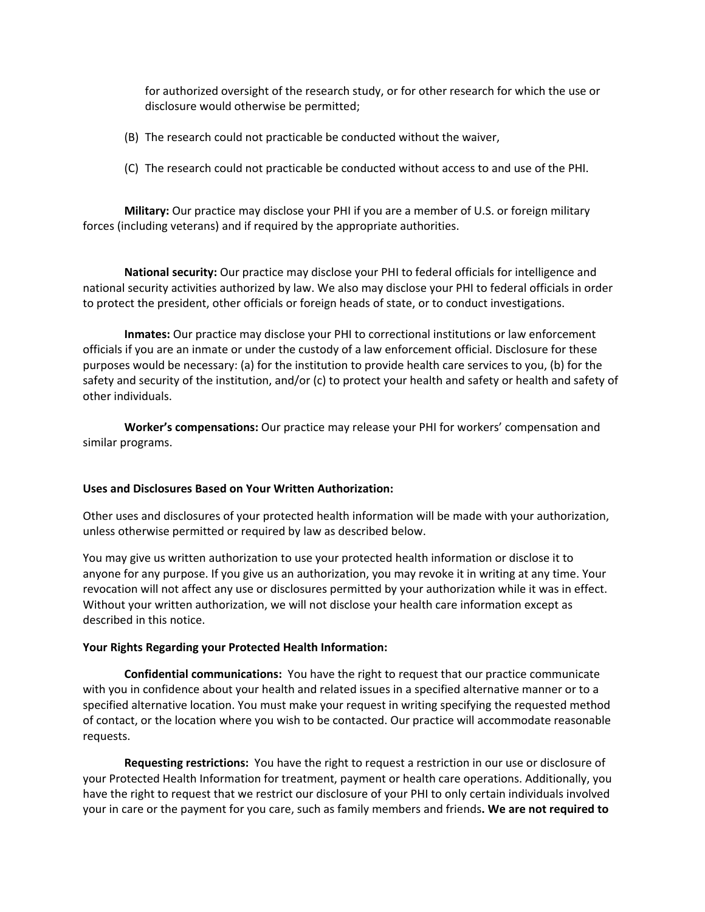for authorized oversight of the research study, or for other research for which the use or disclosure would otherwise be permitted;

(B) The research could not practicable be conducted without the waiver,

(C) The research could not practicable be conducted without access to and use of the PHI.

**Military:** Our practice may disclose your PHI if you are a member of U.S. or foreign military forces (including veterans) and if required by the appropriate authorities.

**National security:** Our practice may disclose your PHI to federal officials for intelligence and national security activities authorized by law. We also may disclose your PHI to federal officials in order to protect the president, other officials or foreign heads of state, or to conduct investigations.

**Inmates:** Our practice may disclose your PHI to correctional institutions or law enforcement officials if you are an inmate or under the custody of a law enforcement official. Disclosure for these purposes would be necessary: (a) for the institution to provide health care services to you, (b) for the safety and security of the institution, and/or (c) to protect your health and safety or health and safety of other individuals.

**Worker's compensations:** Our practice may release your PHI for workers' compensation and similar programs.

**Uses and Disclosures Based on Your Written Authorization:**

Other uses and disclosures of your protected health information will be made with your authorization, unless otherwise permitted or required by law as described below.

You may give us written authorization to use your protected health information or disclose it to anyone for any purpose. If you give us an authorization, you may revoke it in writing at any time. Your revocation will not affect any use or disclosures permitted by your authorization while it was in effect. Without your written authorization, we will not disclose your health care information except as described in this notice.

**Your Rights Regarding your Protected Health Information:**

**Confidential communications:** You have the right to request that our practice communicate with you in confidence about your health and related issues in a specified alternative manner or to a specified alternative location. You must make your request in writing specifying the requested method of contact, or the location where you wish to be contacted. Our practice will accommodate reasonable requests.

**Requesting restrictions:** You have the right to request a restriction in our use or disclosure of your Protected Health Information for treatment, payment or health care operations. Additionally, you have the right to request that we restrict our disclosure of your PHI to only certain individuals involved your in care or the payment for you care, such as family members and friends**. We are not required to**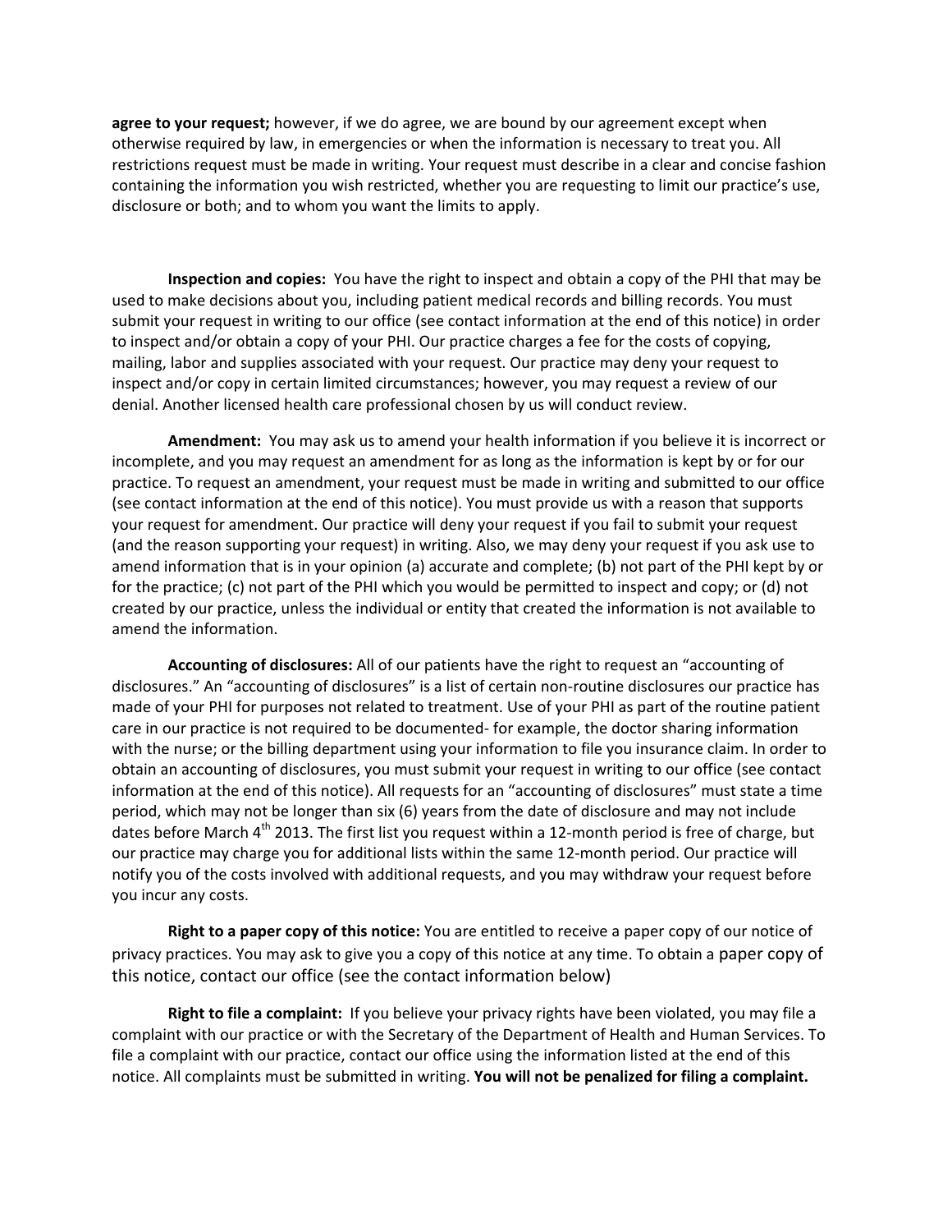**agree to your request;** however, if we do agree, we are bound by our agreement except when otherwise required by law, in emergencies or when the information is necessary to treat you. All restrictions request must be made in writing. Your request must describe in a clear and concise fashion containing the information you wish restricted, whether you are requesting to limit our practice's use, disclosure or both; and to whom you want the limits to apply.

**Inspection and copies:** You have the right to inspect and obtain a copy of the PHI that may be used to make decisions about you, including patient medical records and billing records. You must submit your request in writing to our office (see contact information at the end of this notice) in order to inspect and/or obtain a copy of your PHI. Our practice charges a fee for the costs of copying, mailing, labor and supplies associated with your request. Our practice may deny your request to inspect and/or copy in certain limited circumstances; however, you may request a review of our denial. Another licensed health care professional chosen by us will conduct review.

**Amendment:** You may ask us to amend your health information if you believe it is incorrect or incomplete, and you may request an amendment for as long as the information is kept by or for our practice. To request an amendment, your request must be made in writing and submitted to our office (see contact information at the end of this notice). You must provide us with a reason that supports your request for amendment. Our practice will deny your request if you fail to submit your request (and the reason supporting your request) in writing. Also, we may deny your request if you ask use to amend information that is in your opinion (a) accurate and complete; (b) not part of the PHI kept by or for the practice; (c) not part of the PHI which you would be permitted to inspect and copy; or (d) not created by our practice, unless the individual or entity that created the information is not available to amend the information.

**Accounting of disclosures:** All of our patients have the right to request an "accounting of disclosures." An "accounting of disclosures" is a list of certain non-routine disclosures our practice has made of your PHI for purposes not related to treatment. Use of your PHI as part of the routine patient care in our practice is not required to be documented- for example, the doctor sharing information with the nurse; or the billing department using your information to file you insurance claim. In order to obtain an accounting of disclosures, you must submit your request in writing to our office (see contact information at the end of this notice). All requests for an "accounting of disclosures" must state a time period, which may not be longer than six (6) years from the date of disclosure and may not include dates before March 4th 2013. The first list you request within a 12-month period is free of charge, but our practice may charge you for additional lists within the same 12-month period. Our practice will notify you of the costs involved with additional requests, and you may withdraw your request before you incur any costs.

**Right to a paper copy of this notice:** You are entitled to receive a paper copy of our notice of privacy practices. You may ask to give you a copy of this notice at any time. To obtain a paper copy of this notice, contact our office (see the contact information below)

**Right to file a complaint:** If you believe your privacy rights have been violated, you may file a complaint with our practice or with the Secretary of the Department of Health and Human Services. To file a complaint with our practice, contact our office using the information listed at the end of this notice. All complaints must be submitted in writing. **You will not be penalized for filing a complaint.**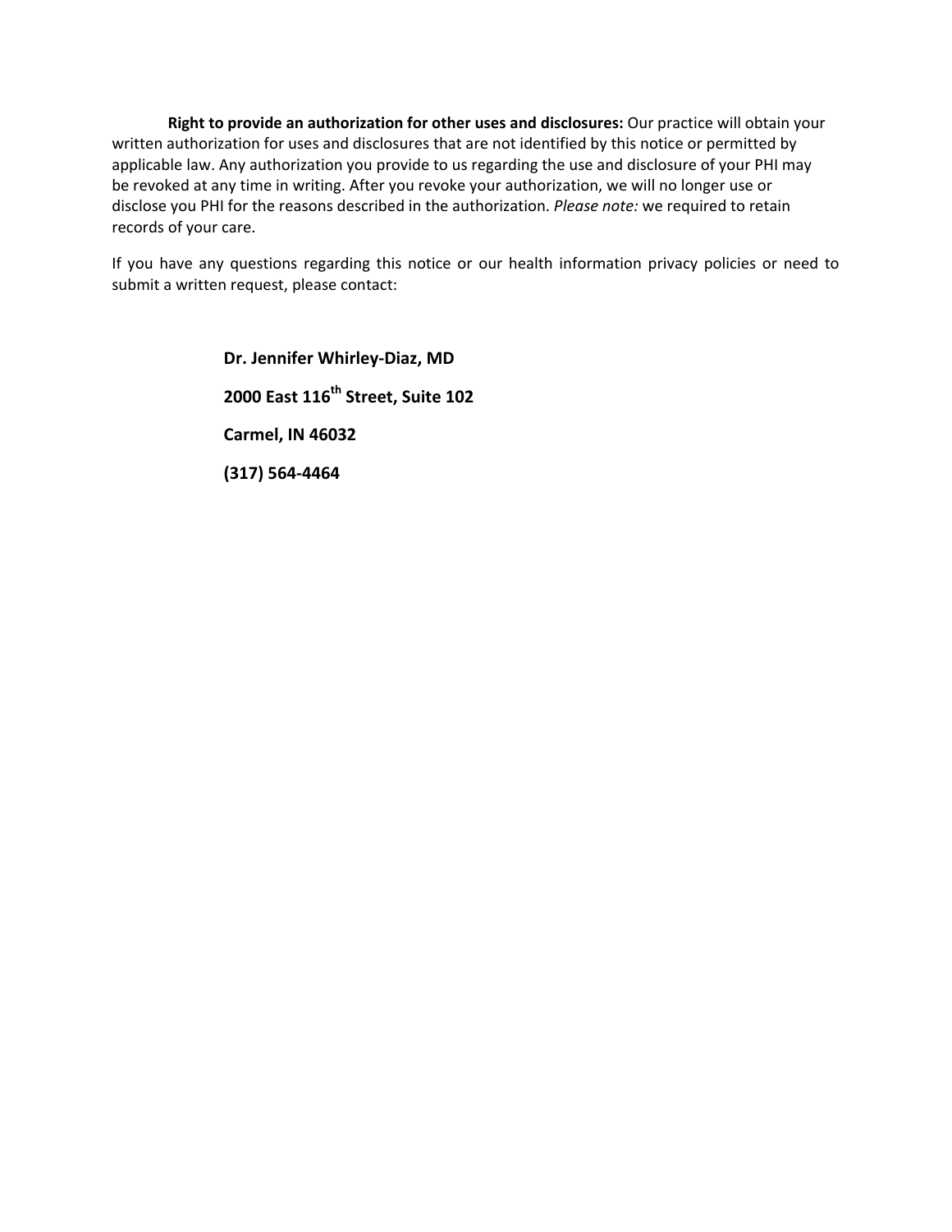**Right to provide an authorization for other uses and disclosures:** Our practice will obtain your written authorization for uses and disclosures that are not identified by this notice or permitted by applicable law. Any authorization you provide to us regarding the use and disclosure of your PHI may be revoked at any time in writing. After you revoke your authorization, we will no longer use or disclose you PHI for the reasons described in the authorization. *Please note:* we required to retain records of your care.

If you have any questions regarding this notice or our health information privacy policies or need to submit a written request, please contact:

**Dr. Jennifer Whirley-Diaz, MD**

**2000 East 116th Street, Suite 102**

**Carmel, IN 46032**

**(317) 564-4464**